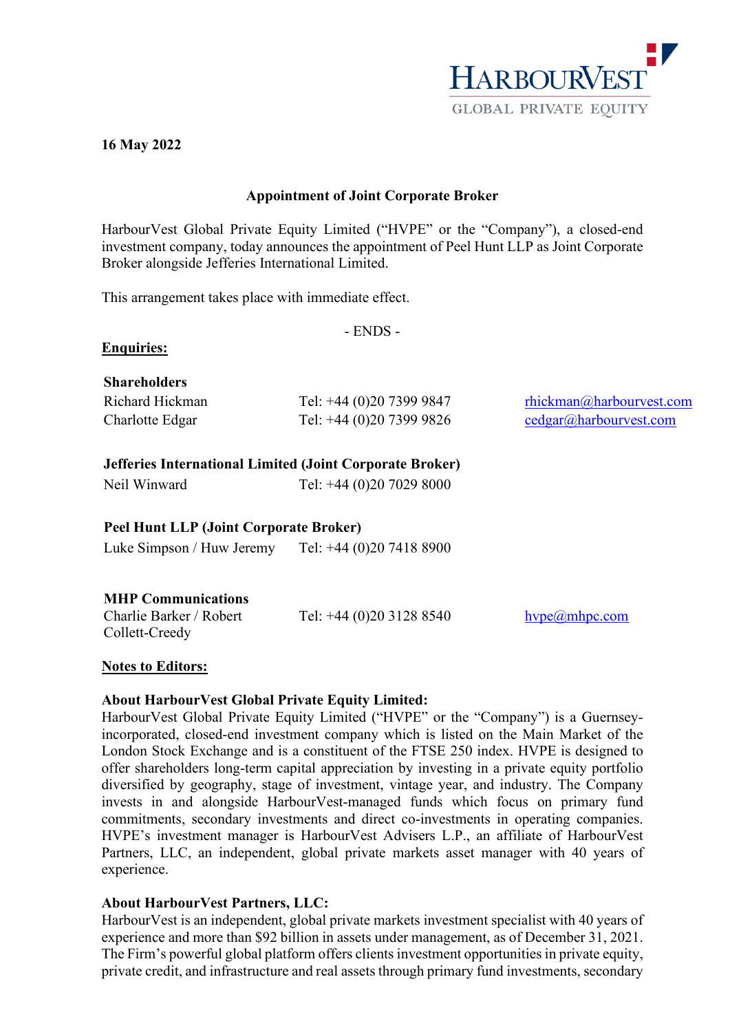**16 May 2022**

## Appointment of Joint Corporate Broker

HarbourVest Global Private Equity Limited ("HVPE" or the "Company"), a closed-end investment company, today announces the appointment of Peel Hunt LLP as Joint Corporate Broker alongside Jefferies International Limited.

This arrangement takes place with immediate effect.

- ENDS -

**Enquiries:**

**Shareholders**

| | | |
|---|---|---|
| Richard Hickman | Tel: +44 (0)20 7399 9847 | rhickman@harbourvest.com |
| Charlotte Edgar | Tel: +44 (0)20 7399 9826 | cedgar@harbourvest.com |

**Jefferies International Limited (Joint Corporate Broker)**

| | |
|---|---|
| Neil Winward | Tel: +44 (0)20 7029 8000 |

**Peel Hunt LLP (Joint Corporate Broker)**

| | |
|---|---|
| Luke Simpson / Huw Jeremy | Tel: +44 (0)20 7418 8900 |

**MHP Communications**

| | | |
|---|---|---|
| Charlie Barker / Robert Collett-Creedy | Tel: +44 (0)20 3128 8540 | hvpe@mhpc.com |

**Notes to Editors:**

**About HarbourVest Global Private Equity Limited:**
HarbourVest Global Private Equity Limited ("HVPE" or the "Company") is a Guernsey-incorporated, closed-end investment company which is listed on the Main Market of the London Stock Exchange and is a constituent of the FTSE 250 index. HVPE is designed to offer shareholders long-term capital appreciation by investing in a private equity portfolio diversified by geography, stage of investment, vintage year, and industry. The Company invests in and alongside HarbourVest-managed funds which focus on primary fund commitments, secondary investments and direct co-investments in operating companies. HVPE's investment manager is HarbourVest Advisers L.P., an affiliate of HarbourVest Partners, LLC, an independent, global private markets asset manager with 40 years of experience.

**About HarbourVest Partners, LLC:**
HarbourVest is an independent, global private markets investment specialist with 40 years of experience and more than $92 billion in assets under management, as of December 31, 2021. The Firm's powerful global platform offers clients investment opportunities in private equity, private credit, and infrastructure and real assets through primary fund investments, secondary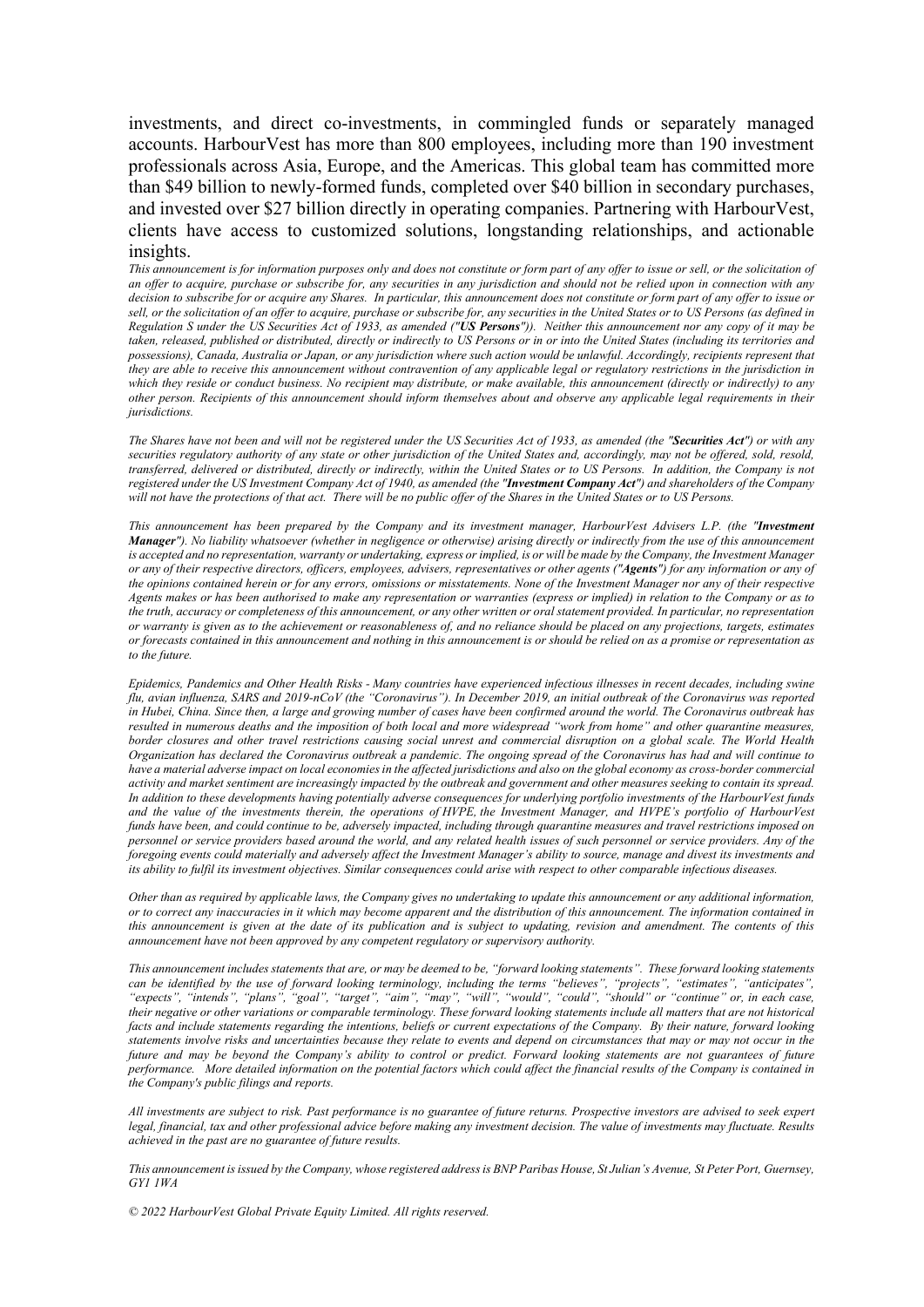investments, and direct co-investments, in commingled funds or separately managed accounts. HarbourVest has more than 800 employees, including more than 190 investment professionals across Asia, Europe, and the Americas. This global team has committed more than $49 billion to newly-formed funds, completed over $40 billion in secondary purchases, and invested over $27 billion directly in operating companies. Partnering with HarbourVest, clients have access to customized solutions, longstanding relationships, and actionable insights.

*This announcement is for information purposes only and does not constitute or form part of any offer to issue or sell, or the solicitation of an offer to acquire, purchase or subscribe for, any securities in any jurisdiction and should not be relied upon in connection with any decision to subscribe for or acquire any Shares. In particular, this announcement does not constitute or form part of any offer to issue or sell, or the solicitation of an offer to acquire, purchase or subscribe for, any securities in the United States or to US Persons (as defined in Regulation S under the US Securities Act of 1933, as amended ("**US Persons**")). Neither this announcement nor any copy of it may be taken, released, published or distributed, directly or indirectly to US Persons or in or into the United States (including its territories and possessions), Canada, Australia or Japan, or any jurisdiction where such action would be unlawful. Accordingly, recipients represent that they are able to receive this announcement without contravention of any applicable legal or regulatory restrictions in the jurisdiction in which they reside or conduct business. No recipient may distribute, or make available, this announcement (directly or indirectly) to any other person. Recipients of this announcement should inform themselves about and observe any applicable legal requirements in their jurisdictions.*

*The Shares have not been and will not be registered under the US Securities Act of 1933, as amended (the "**Securities Act**") or with any securities regulatory authority of any state or other jurisdiction of the United States and, accordingly, may not be offered, sold, resold, transferred, delivered or distributed, directly or indirectly, within the United States or to US Persons. In addition, the Company is not registered under the US Investment Company Act of 1940, as amended (the "**Investment Company Act**") and shareholders of the Company will not have the protections of that act. There will be no public offer of the Shares in the United States or to US Persons.*

*This announcement has been prepared by the Company and its investment manager, HarbourVest Advisers L.P. (the "**Investment Manager**"). No liability whatsoever (whether in negligence or otherwise) arising directly or indirectly from the use of this announcement is accepted and no representation, warranty or undertaking, express or implied, is or will be made by the Company, the Investment Manager or any of their respective directors, officers, employees, advisers, representatives or other agents ("**Agents**") for any information or any of the opinions contained herein or for any errors, omissions or misstatements. None of the Investment Manager nor any of their respective Agents makes or has been authorised to make any representation or warranties (express or implied) in relation to the Company or as to the truth, accuracy or completeness of this announcement, or any other written or oral statement provided. In particular, no representation or warranty is given as to the achievement or reasonableness of, and no reliance should be placed on any projections, targets, estimates or forecasts contained in this announcement and nothing in this announcement is or should be relied on as a promise or representation as to the future.*

*Epidemics, Pandemics and Other Health Risks - Many countries have experienced infectious illnesses in recent decades, including swine flu, avian influenza, SARS and 2019-nCoV (the "Coronavirus"). In December 2019, an initial outbreak of the Coronavirus was reported in Hubei, China. Since then, a large and growing number of cases have been confirmed around the world. The Coronavirus outbreak has resulted in numerous deaths and the imposition of both local and more widespread "work from home" and other quarantine measures, border closures and other travel restrictions causing social unrest and commercial disruption on a global scale. The World Health Organization has declared the Coronavirus outbreak a pandemic. The ongoing spread of the Coronavirus has had and will continue to have a material adverse impact on local economies in the affected jurisdictions and also on the global economy as cross-border commercial activity and market sentiment are increasingly impacted by the outbreak and government and other measures seeking to contain its spread. In addition to these developments having potentially adverse consequences for underlying portfolio investments of the HarbourVest funds and the value of the investments therein, the operations of HVPE, the Investment Manager, and HVPE's portfolio of HarbourVest funds have been, and could continue to be, adversely impacted, including through quarantine measures and travel restrictions imposed on personnel or service providers based around the world, and any related health issues of such personnel or service providers. Any of the foregoing events could materially and adversely affect the Investment Manager's ability to source, manage and divest its investments and its ability to fulfil its investment objectives. Similar consequences could arise with respect to other comparable infectious diseases.*

*Other than as required by applicable laws, the Company gives no undertaking to update this announcement or any additional information, or to correct any inaccuracies in it which may become apparent and the distribution of this announcement. The information contained in this announcement is given at the date of its publication and is subject to updating, revision and amendment. The contents of this announcement have not been approved by any competent regulatory or supervisory authority.*

*This announcement includes statements that are, or may be deemed to be, "forward looking statements". These forward looking statements can be identified by the use of forward looking terminology, including the terms "believes", "projects", "estimates", "anticipates", "expects", "intends", "plans", "goal", "target", "aim", "may", "will", "would", "could", "should" or "continue" or, in each case, their negative or other variations or comparable terminology. These forward looking statements include all matters that are not historical facts and include statements regarding the intentions, beliefs or current expectations of the Company. By their nature, forward looking statements involve risks and uncertainties because they relate to events and depend on circumstances that may or may not occur in the future and may be beyond the Company's ability to control or predict. Forward looking statements are not guarantees of future performance. More detailed information on the potential factors which could affect the financial results of the Company is contained in the Company's public filings and reports.*

*All investments are subject to risk. Past performance is no guarantee of future returns. Prospective investors are advised to seek expert legal, financial, tax and other professional advice before making any investment decision. The value of investments may fluctuate. Results achieved in the past are no guarantee of future results.*

*This announcement is issued by the Company, whose registered address is BNP Paribas House, St Julian's Avenue, St Peter Port, Guernsey, GY1 1WA*

*© 2022 HarbourVest Global Private Equity Limited. All rights reserved.*